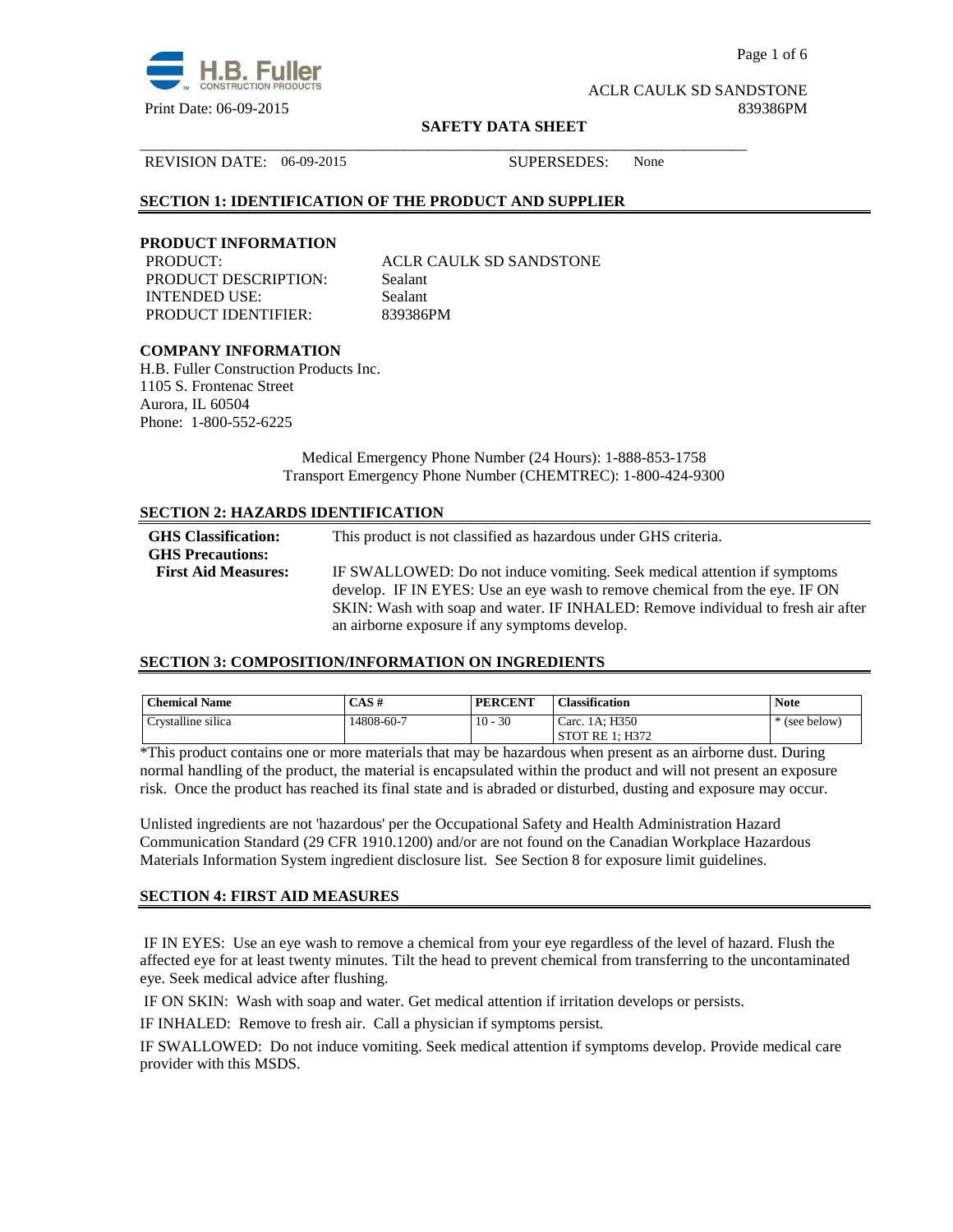ACLR CAULK SD SANDSTONE

Print Date: 06-09-2015 839386PM

**SAFETY DATA SHEET**

REVISION DATE: 06-09-2015 SUPERSEDES: None

## SECTION 1: IDENTIFICATION OF THE PRODUCT AND SUPPLIER

### PRODUCT INFORMATION

PRODUCT: ACLR CAULK SD SANDSTONE
PRODUCT DESCRIPTION: Sealant
INTENDED USE: Sealant
PRODUCT IDENTIFIER: 839386PM

### COMPANY INFORMATION

H.B. Fuller Construction Products Inc.
1105 S. Frontenac Street
Aurora, IL 60504
Phone: 1-800-552-6225

Medical Emergency Phone Number (24 Hours): 1-888-853-1758
Transport Emergency Phone Number (CHEMTREC): 1-800-424-9300

## SECTION 2: HAZARDS IDENTIFICATION

**GHS Classification:** This product is not classified as hazardous under GHS criteria.

**GHS Precautions:**

**First Aid Measures:** IF SWALLOWED: Do not induce vomiting. Seek medical attention if symptoms develop. IF IN EYES: Use an eye wash to remove chemical from the eye. IF ON SKIN: Wash with soap and water. IF INHALED: Remove individual to fresh air after an airborne exposure if any symptoms develop.

## SECTION 3: COMPOSITION/INFORMATION ON INGREDIENTS

| Chemical Name | CAS # | PERCENT | Classification | Note |
|---|---|---|---|---|
| Crystalline silica | 14808-60-7 | 10 - 30 | Carc. 1A; H350<br>STOT RE 1; H372 | * (see below) |

*This product contains one or more materials that may be hazardous when present as an airborne dust. During normal handling of the product, the material is encapsulated within the product and will not present an exposure risk. Once the product has reached its final state and is abraded or disturbed, dusting and exposure may occur.

Unlisted ingredients are not 'hazardous' per the Occupational Safety and Health Administration Hazard Communication Standard (29 CFR 1910.1200) and/or are not found on the Canadian Workplace Hazardous Materials Information System ingredient disclosure list. See Section 8 for exposure limit guidelines.

## SECTION 4: FIRST AID MEASURES

IF IN EYES: Use an eye wash to remove a chemical from your eye regardless of the level of hazard. Flush the affected eye for at least twenty minutes. Tilt the head to prevent chemical from transferring to the uncontaminated eye. Seek medical advice after flushing.

IF ON SKIN: Wash with soap and water. Get medical attention if irritation develops or persists.

IF INHALED: Remove to fresh air. Call a physician if symptoms persist.

IF SWALLOWED: Do not induce vomiting. Seek medical attention if symptoms develop. Provide medical care provider with this MSDS.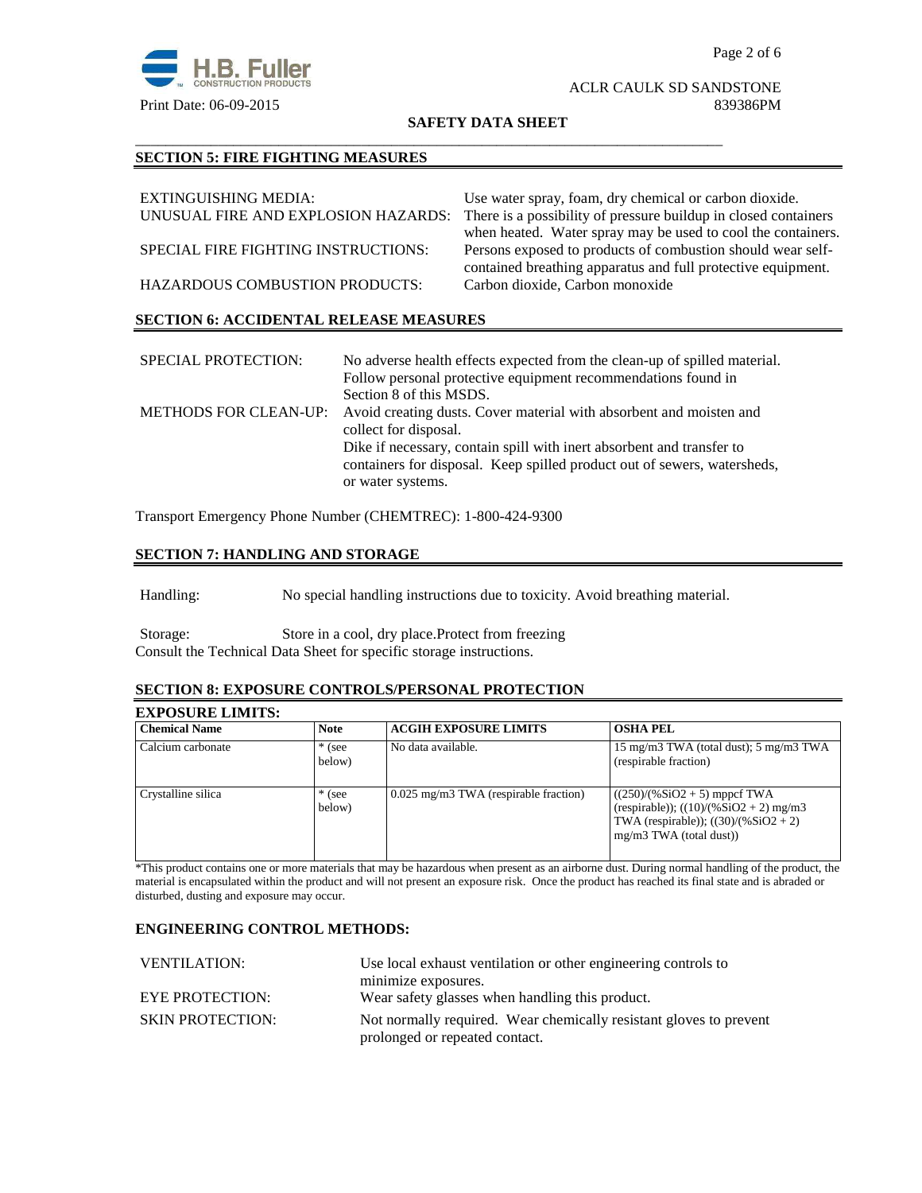## SECTION 5: FIRE FIGHTING MEASURES

EXTINGUISHING MEDIA: Use water spray, foam, dry chemical or carbon dioxide.

UNUSUAL FIRE AND EXPLOSION HAZARDS: There is a possibility of pressure buildup in closed containers when heated. Water spray may be used to cool the containers.

SPECIAL FIRE FIGHTING INSTRUCTIONS: Persons exposed to products of combustion should wear self-contained breathing apparatus and full protective equipment.

HAZARDOUS COMBUSTION PRODUCTS: Carbon dioxide, Carbon monoxide

## SECTION 6: ACCIDENTAL RELEASE MEASURES

SPECIAL PROTECTION: No adverse health effects expected from the clean-up of spilled material. Follow personal protective equipment recommendations found in Section 8 of this MSDS.

METHODS FOR CLEAN-UP: Avoid creating dusts. Cover material with absorbent and moisten and collect for disposal.
Dike if necessary, contain spill with inert absorbent and transfer to containers for disposal. Keep spilled product out of sewers, watersheds, or water systems.

Transport Emergency Phone Number (CHEMTREC): 1-800-424-9300

## SECTION 7: HANDLING AND STORAGE

Handling: No special handling instructions due to toxicity. Avoid breathing material.

Storage: Store in a cool, dry place.Protect from freezing
Consult the Technical Data Sheet for specific storage instructions.

## SECTION 8: EXPOSURE CONTROLS/PERSONAL PROTECTION

### EXPOSURE LIMITS:

| Chemical Name | Note | ACGIH EXPOSURE LIMITS | OSHA PEL |
|---|---|---|---|
| Calcium carbonate | * (see below) | No data available. | 15 mg/m3 TWA (total dust); 5 mg/m3 TWA (respirable fraction) |
| Crystalline silica | * (see below) | 0.025 mg/m3 TWA (respirable fraction) | ((250)/(%SiO2 + 5) mppcf TWA (respirable)); ((10)/(%SiO2 + 2) mg/m3 TWA (respirable)); ((30)/(%SiO2 + 2) mg/m3 TWA (total dust)) |

*This product contains one or more materials that may be hazardous when present as an airborne dust. During normal handling of the product, the material is encapsulated within the product and will not present an exposure risk. Once the product has reached its final state and is abraded or disturbed, dusting and exposure may occur.

### ENGINEERING CONTROL METHODS:

VENTILATION: Use local exhaust ventilation or other engineering controls to minimize exposures.

EYE PROTECTION: Wear safety glasses when handling this product.

SKIN PROTECTION: Not normally required. Wear chemically resistant gloves to prevent prolonged or repeated contact.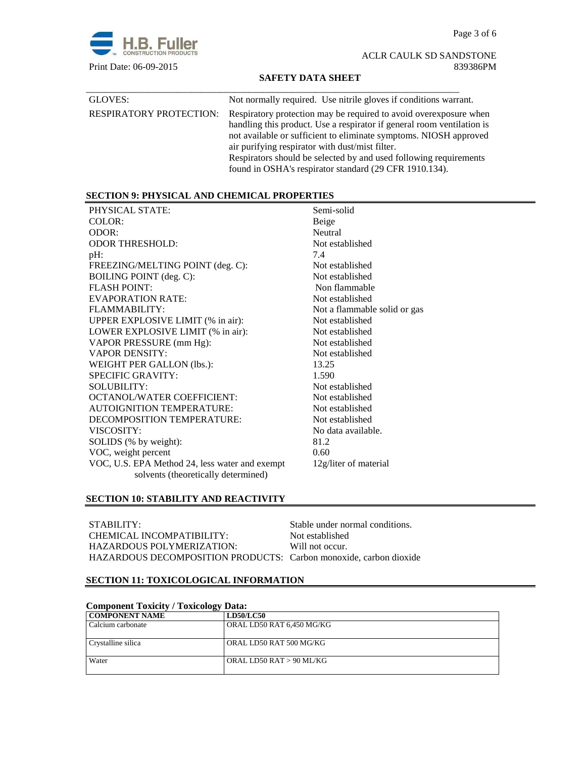| | |
|---|---|
| GLOVES: | Not normally required. Use nitrile gloves if conditions warrant. |
| RESPIRATORY PROTECTION: | Respiratory protection may be required to avoid overexposure when handling this product. Use a respirator if general room ventilation is not available or sufficient to eliminate symptoms. NIOSH approved air purifying respirator with dust/mist filter. Respirators should be selected by and used following requirements found in OSHA's respirator standard (29 CFR 1910.134). |

## SECTION 9: PHYSICAL AND CHEMICAL PROPERTIES

| | |
|---|---|
| PHYSICAL STATE: | Semi-solid |
| COLOR: | Beige |
| ODOR: | Neutral |
| ODOR THRESHOLD: | Not established |
| pH: | 7.4 |
| FREEZING/MELTING POINT (deg. C): | Not established |
| BOILING POINT (deg. C): | Not established |
| FLASH POINT: | Non flammable |
| EVAPORATION RATE: | Not established |
| FLAMMABILITY: | Not a flammable solid or gas |
| UPPER EXPLOSIVE LIMIT (% in air): | Not established |
| LOWER EXPLOSIVE LIMIT (% in air): | Not established |
| VAPOR PRESSURE (mm Hg): | Not established |
| VAPOR DENSITY: | Not established |
| WEIGHT PER GALLON (lbs.): | 13.25 |
| SPECIFIC GRAVITY: | 1.590 |
| SOLUBILITY: | Not established |
| OCTANOL/WATER COEFFICIENT: | Not established |
| AUTOIGNITION TEMPERATURE: | Not established |
| DECOMPOSITION TEMPERATURE: | Not established |
| VISCOSITY: | No data available. |
| SOLIDS (% by weight): | 81.2 |
| VOC, weight percent | 0.60 |
| VOC, U.S. EPA Method 24, less water and exempt solvents (theoretically determined) | 12g/liter of material |

## SECTION 10: STABILITY AND REACTIVITY

| | |
|---|---|
| STABILITY: | Stable under normal conditions. |
| CHEMICAL INCOMPATIBILITY: | Not established |
| HAZARDOUS POLYMERIZATION: | Will not occur. |
| HAZARDOUS DECOMPOSITION PRODUCTS: | Carbon monoxide, carbon dioxide |

## SECTION 11: TOXICOLOGICAL INFORMATION

**Component Toxicity / Toxicology Data:**

| COMPONENT NAME | LD50/LC50 |
|---|---|
| Calcium carbonate | ORAL LD50 RAT 6,450 MG/KG |
| Crystalline silica | ORAL LD50 RAT 500 MG/KG |
| Water | ORAL LD50 RAT > 90 ML/KG |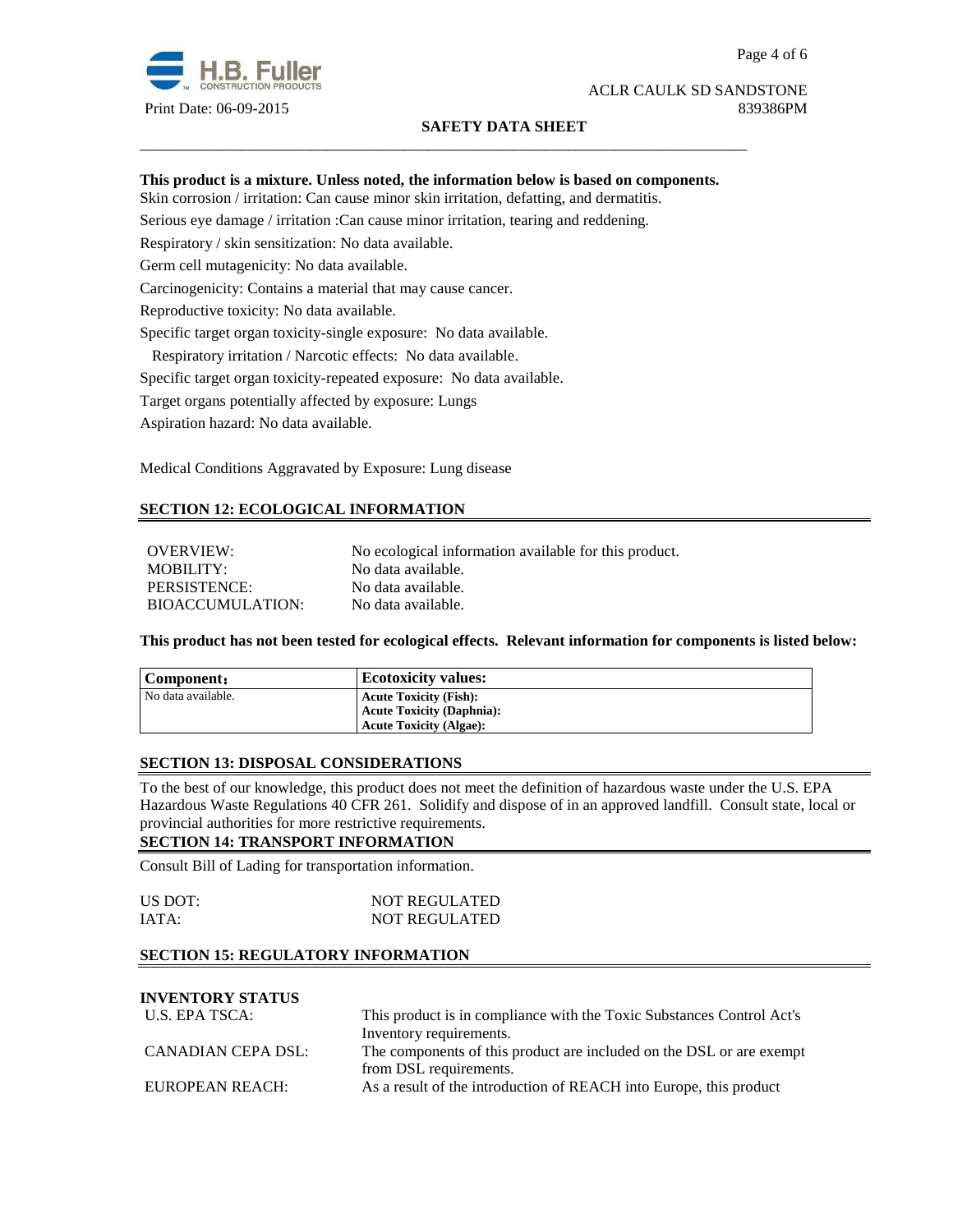**This product is a mixture. Unless noted, the information below is based on components.**

Skin corrosion / irritation: Can cause minor skin irritation, defatting, and dermatitis.

Serious eye damage / irritation :Can cause minor irritation, tearing and reddening.

Respiratory / skin sensitization: No data available.

Germ cell mutagenicity: No data available.

Carcinogenicity: Contains a material that may cause cancer.

Reproductive toxicity: No data available.

Specific target organ toxicity-single exposure: No data available.

Respiratory irritation / Narcotic effects: No data available.

Specific target organ toxicity-repeated exposure: No data available.

Target organs potentially affected by exposure: Lungs

Aspiration hazard: No data available.

Medical Conditions Aggravated by Exposure: Lung disease

## SECTION 12: ECOLOGICAL INFORMATION

| | |
|---|---|
| OVERVIEW: | No ecological information available for this product. |
| MOBILITY: | No data available. |
| PERSISTENCE: | No data available. |
| BIOACCUMULATION: | No data available. |

**This product has not been tested for ecological effects. Relevant information for components is listed below:**

| **Component:** | **Ecotoxicity values:** |
|---|---|
| No data available. | **Acute Toxicity (Fish):**<br>**Acute Toxicity (Daphnia):**<br>**Acute Toxicity (Algae):** |

## SECTION 13: DISPOSAL CONSIDERATIONS

To the best of our knowledge, this product does not meet the definition of hazardous waste under the U.S. EPA Hazardous Waste Regulations 40 CFR 261. Solidify and dispose of in an approved landfill. Consult state, local or provincial authorities for more restrictive requirements.

## SECTION 14: TRANSPORT INFORMATION

Consult Bill of Lading for transportation information.

| | |
|---|---|
| US DOT: | NOT REGULATED |
| IATA: | NOT REGULATED |

## SECTION 15: REGULATORY INFORMATION

**INVENTORY STATUS**

| | |
|---|---|
| U.S. EPA TSCA: | This product is in compliance with the Toxic Substances Control Act's Inventory requirements. |
| CANADIAN CEPA DSL: | The components of this product are included on the DSL or are exempt from DSL requirements. |
| EUROPEAN REACH: | As a result of the introduction of REACH into Europe, this product |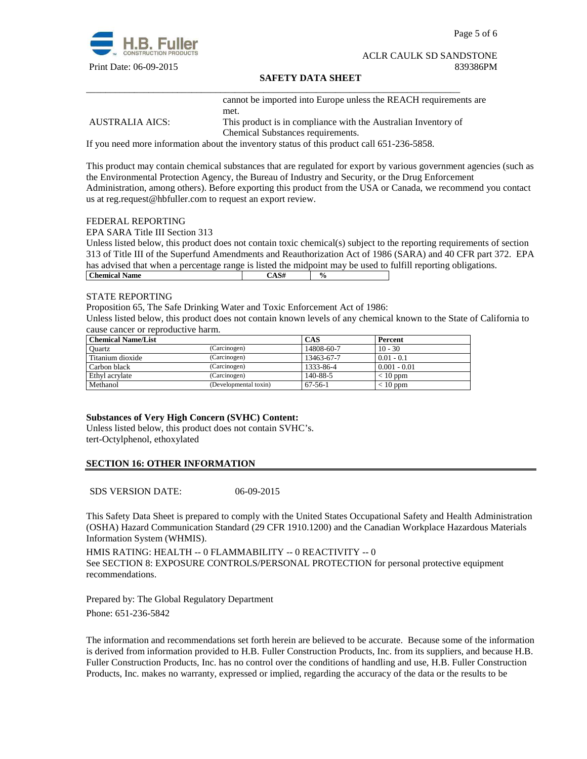|  |  |
|---|---|
|  | cannot be imported into Europe unless the REACH requirements are met. |
| AUSTRALIA AICS: | This product is in compliance with the Australian Inventory of Chemical Substances requirements. |

If you need more information about the inventory status of this product call 651-236-5858.

This product may contain chemical substances that are regulated for export by various government agencies (such as the Environmental Protection Agency, the Bureau of Industry and Security, or the Drug Enforcement Administration, among others). Before exporting this product from the USA or Canada, we recommend you contact us at reg.request@hbfuller.com to request an export review.

FEDERAL REPORTING

EPA SARA Title III Section 313

Unless listed below, this product does not contain toxic chemical(s) subject to the reporting requirements of section 313 of Title III of the Superfund Amendments and Reauthorization Act of 1986 (SARA) and 40 CFR part 372. EPA has advised that when a percentage range is listed the midpoint may be used to fulfill reporting obligations.

| Chemical Name | CAS# | % |
|---|---|---|

STATE REPORTING

Proposition 65, The Safe Drinking Water and Toxic Enforcement Act of 1986:

Unless listed below, this product does not contain known levels of any chemical known to the State of California to cause cancer or reproductive harm.

| Chemical Name/List | | CAS | Percent |
|---|---|---|---|
| Quartz | (Carcinogen) | 14808-60-7 | 10 - 30 |
| Titanium dioxide | (Carcinogen) | 13463-67-7 | 0.01 - 0.1 |
| Carbon black | (Carcinogen) | 1333-86-4 | 0.001 - 0.01 |
| Ethyl acrylate | (Carcinogen) | 140-88-5 | < 10 ppm |
| Methanol | (Developmental toxin) | 67-56-1 | < 10 ppm |

**Substances of Very High Concern (SVHC) Content:**

Unless listed below, this product does not contain SVHC's.
tert-Octylphenol, ethoxylated

## SECTION 16: OTHER INFORMATION

SDS VERSION DATE: 06-09-2015

This Safety Data Sheet is prepared to comply with the United States Occupational Safety and Health Administration (OSHA) Hazard Communication Standard (29 CFR 1910.1200) and the Canadian Workplace Hazardous Materials Information System (WHMIS).

HMIS RATING: HEALTH -- 0 FLAMMABILITY -- 0 REACTIVITY -- 0
See SECTION 8: EXPOSURE CONTROLS/PERSONAL PROTECTION for personal protective equipment recommendations.

Prepared by: The Global Regulatory Department

Phone: 651-236-5842

The information and recommendations set forth herein are believed to be accurate. Because some of the information is derived from information provided to H.B. Fuller Construction Products, Inc. from its suppliers, and because H.B. Fuller Construction Products, Inc. has no control over the conditions of handling and use, H.B. Fuller Construction Products, Inc. makes no warranty, expressed or implied, regarding the accuracy of the data or the results to be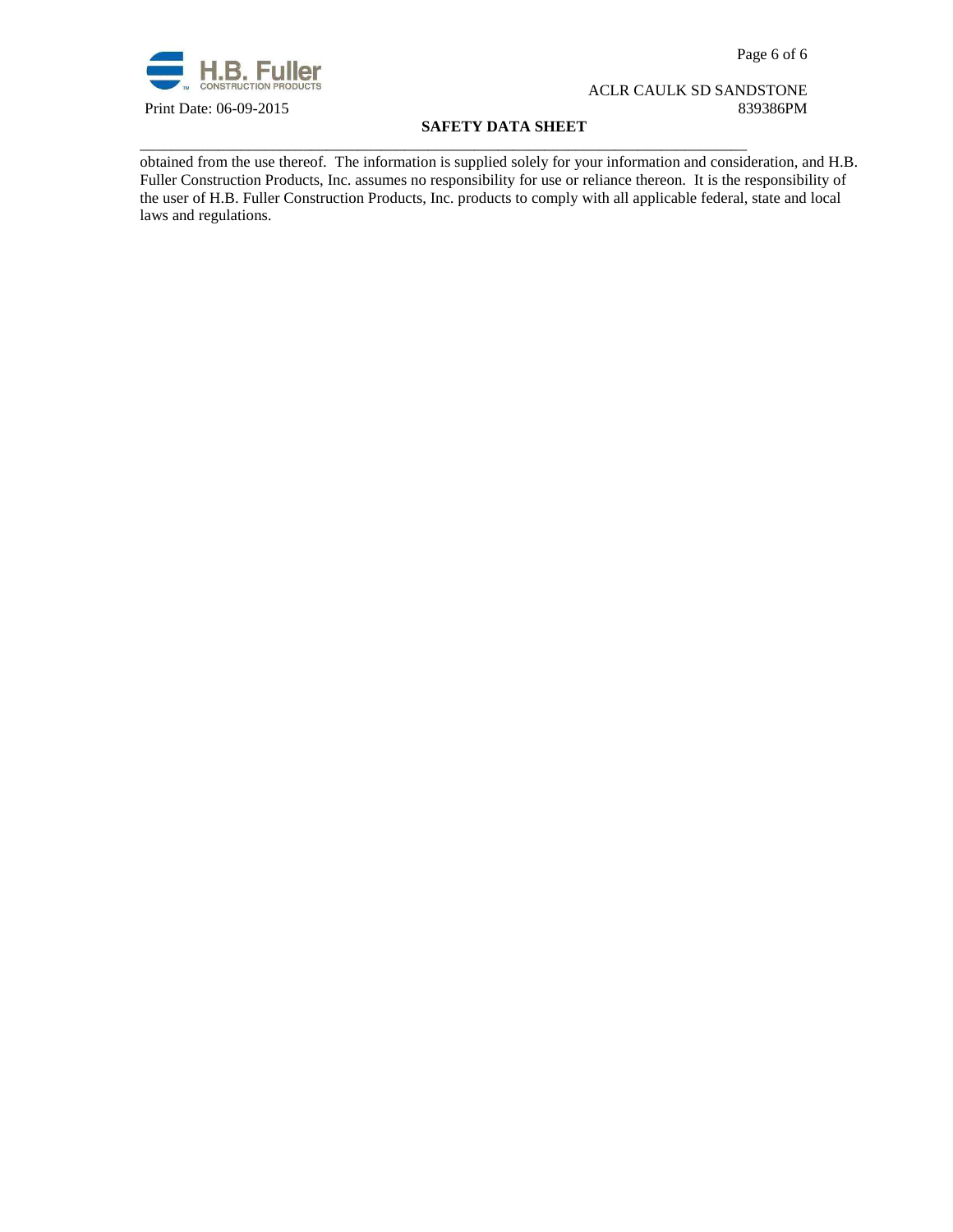obtained from the use thereof. The information is supplied solely for your information and consideration, and H.B. Fuller Construction Products, Inc. assumes no responsibility for use or reliance thereon. It is the responsibility of the user of H.B. Fuller Construction Products, Inc. products to comply with all applicable federal, state and local laws and regulations.